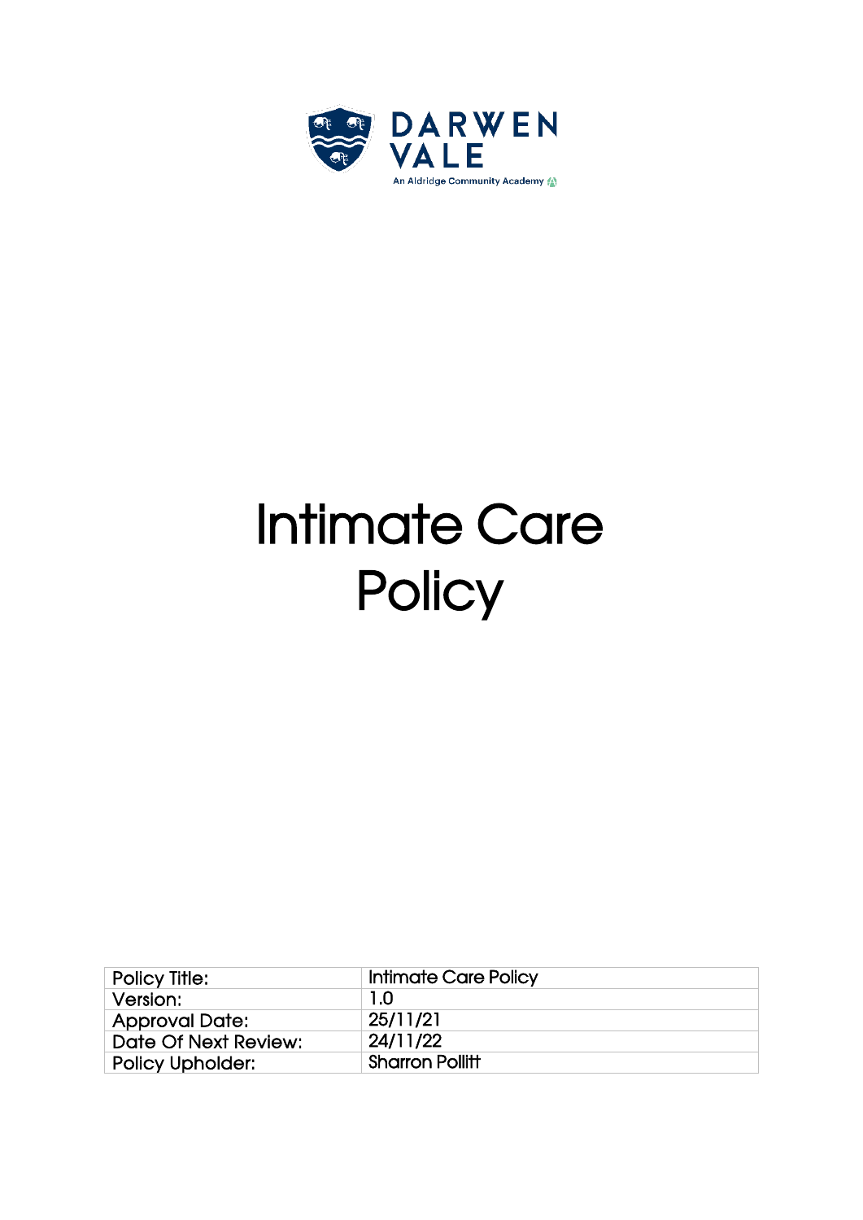DARWEN VALE

An Aldridge Community Academy

# Intimate Care Policy

| | |
|---|---|
| Policy Title: | Intimate Care Policy |
| Version: | 1.0 |
| Approval Date: | 25/11/21 |
| Date Of Next Review: | 24/11/22 |
| Policy Upholder: | Sharron Pollitt |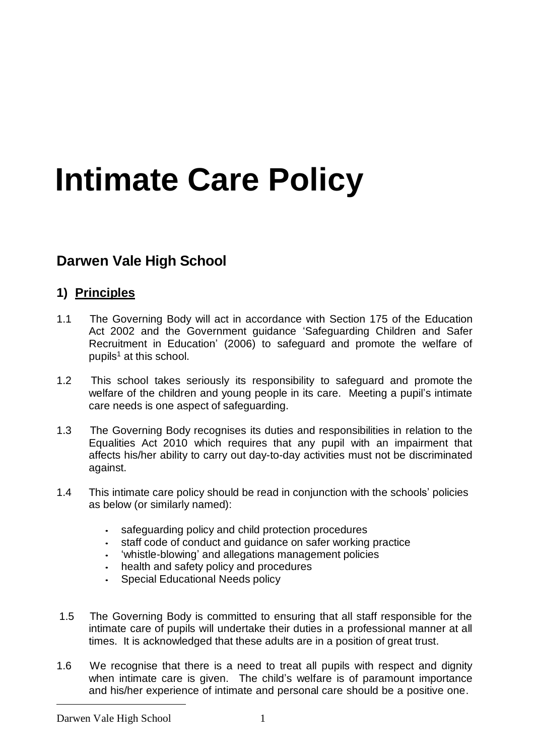# Intimate Care Policy

## Darwen Vale High School

### 1) Principles

1.1 The Governing Body will act in accordance with Section 175 of the Education Act 2002 and the Government guidance 'Safeguarding Children and Safer Recruitment in Education' (2006) to safeguard and promote the welfare of pupils[1] at this school.

1.2 This school takes seriously its responsibility to safeguard and promote the welfare of the children and young people in its care. Meeting a pupil's intimate care needs is one aspect of safeguarding.

1.3 The Governing Body recognises its duties and responsibilities in relation to the Equalities Act 2010 which requires that any pupil with an impairment that affects his/her ability to carry out day-to-day activities must not be discriminated against.

1.4 This intimate care policy should be read in conjunction with the schools' policies as below (or similarly named):

- safeguarding policy and child protection procedures
- staff code of conduct and guidance on safer working practice
- 'whistle-blowing' and allegations management policies
- health and safety policy and procedures
- Special Educational Needs policy

1.5 The Governing Body is committed to ensuring that all staff responsible for the intimate care of pupils will undertake their duties in a professional manner at all times. It is acknowledged that these adults are in a position of great trust.

1.6 We recognise that there is a need to treat all pupils with respect and dignity when intimate care is given. The child's welfare is of paramount importance and his/her experience of intimate and personal care should be a positive one.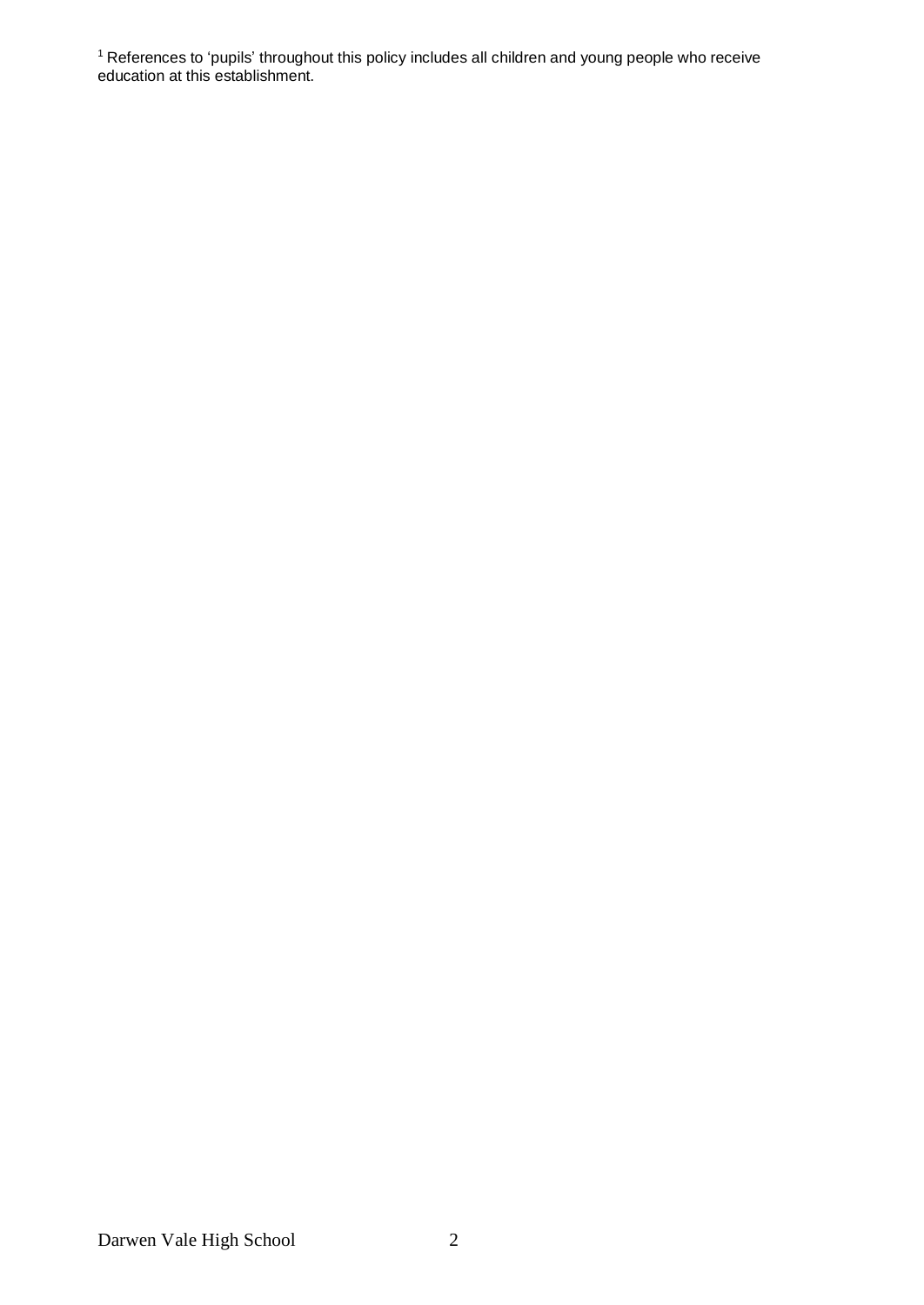[1] References to 'pupils' throughout this policy includes all children and young people who receive education at this establishment.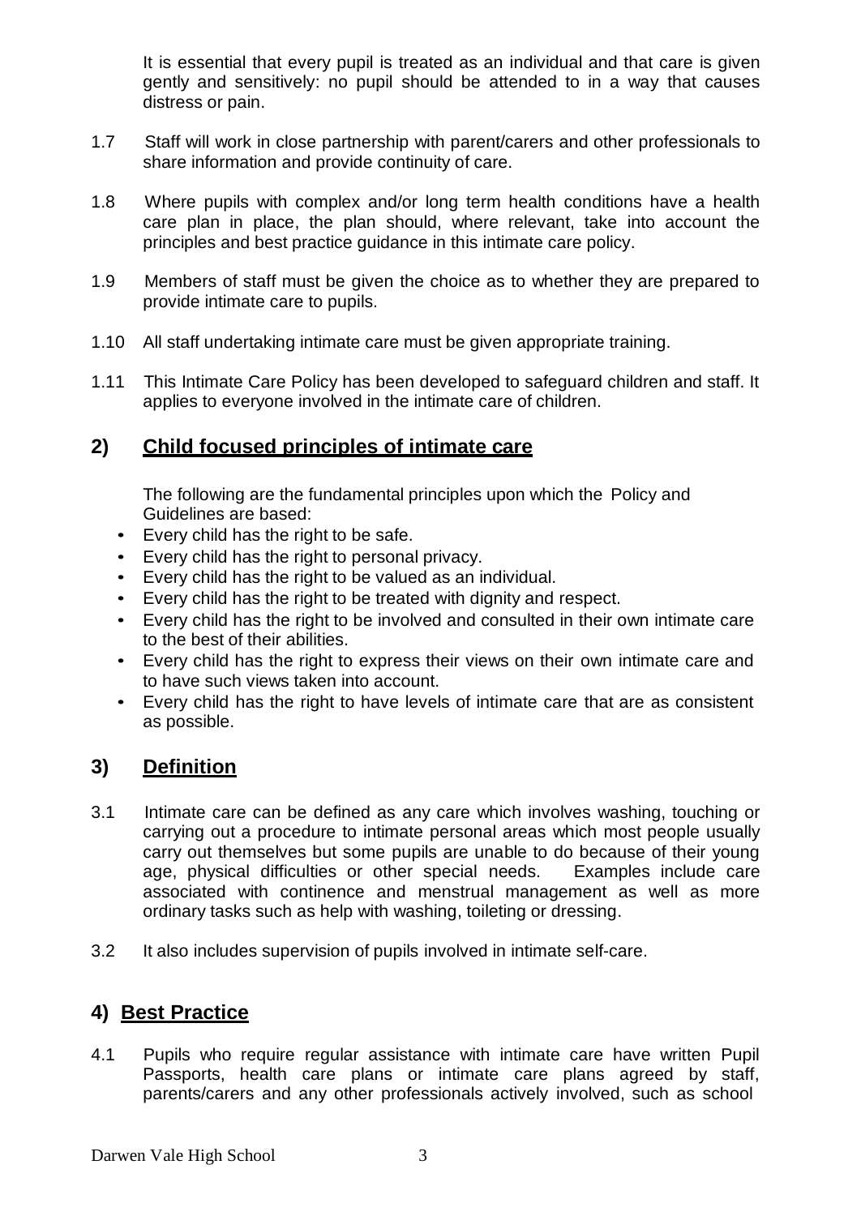It is essential that every pupil is treated as an individual and that care is given gently and sensitively: no pupil should be attended to in a way that causes distress or pain.

1.7 Staff will work in close partnership with parent/carers and other professionals to share information and provide continuity of care.

1.8 Where pupils with complex and/or long term health conditions have a health care plan in place, the plan should, where relevant, take into account the principles and best practice guidance in this intimate care policy.

1.9 Members of staff must be given the choice as to whether they are prepared to provide intimate care to pupils.

1.10 All staff undertaking intimate care must be given appropriate training.

1.11 This Intimate Care Policy has been developed to safeguard children and staff. It applies to everyone involved in the intimate care of children.

## 2) Child focused principles of intimate care

The following are the fundamental principles upon which the Policy and Guidelines are based:

- Every child has the right to be safe.
- Every child has the right to personal privacy.
- Every child has the right to be valued as an individual.
- Every child has the right to be treated with dignity and respect.
- Every child has the right to be involved and consulted in their own intimate care to the best of their abilities.
- Every child has the right to express their views on their own intimate care and to have such views taken into account.
- Every child has the right to have levels of intimate care that are as consistent as possible.

## 3) Definition

3.1 Intimate care can be defined as any care which involves washing, touching or carrying out a procedure to intimate personal areas which most people usually carry out themselves but some pupils are unable to do because of their young age, physical difficulties or other special needs. Examples include care associated with continence and menstrual management as well as more ordinary tasks such as help with washing, toileting or dressing.

3.2 It also includes supervision of pupils involved in intimate self-care.

## 4) Best Practice

4.1 Pupils who require regular assistance with intimate care have written Pupil Passports, health care plans or intimate care plans agreed by staff, parents/carers and any other professionals actively involved, such as school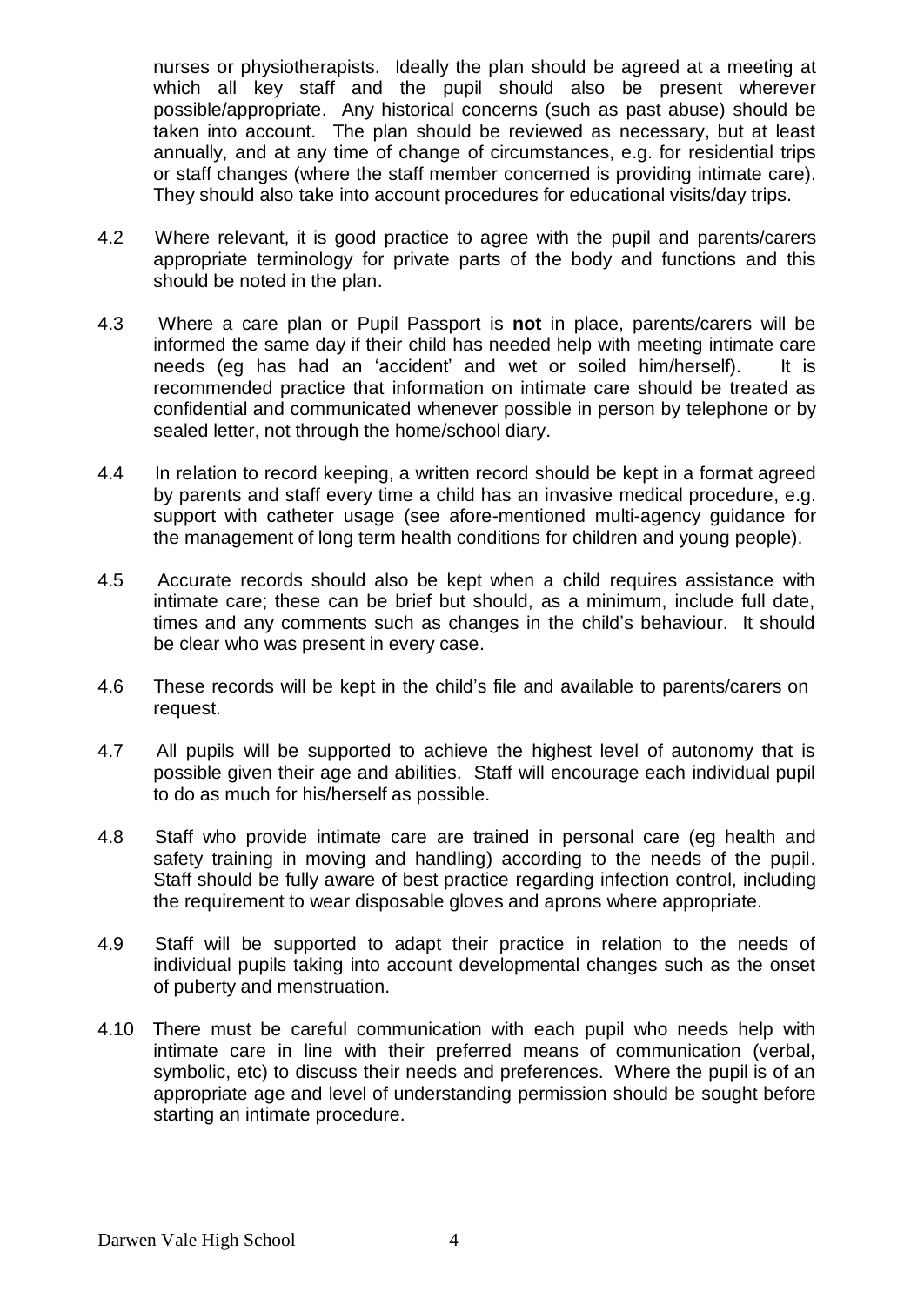nurses or physiotherapists. Ideally the plan should be agreed at a meeting at which all key staff and the pupil should also be present wherever possible/appropriate. Any historical concerns (such as past abuse) should be taken into account. The plan should be reviewed as necessary, but at least annually, and at any time of change of circumstances, e.g. for residential trips or staff changes (where the staff member concerned is providing intimate care). They should also take into account procedures for educational visits/day trips.

4.2 Where relevant, it is good practice to agree with the pupil and parents/carers appropriate terminology for private parts of the body and functions and this should be noted in the plan.

4.3 Where a care plan or Pupil Passport is **not** in place, parents/carers will be informed the same day if their child has needed help with meeting intimate care needs (eg has had an 'accident' and wet or soiled him/herself). It is recommended practice that information on intimate care should be treated as confidential and communicated whenever possible in person by telephone or by sealed letter, not through the home/school diary.

4.4 In relation to record keeping, a written record should be kept in a format agreed by parents and staff every time a child has an invasive medical procedure, e.g. support with catheter usage (see afore-mentioned multi-agency guidance for the management of long term health conditions for children and young people).

4.5 Accurate records should also be kept when a child requires assistance with intimate care; these can be brief but should, as a minimum, include full date, times and any comments such as changes in the child's behaviour. It should be clear who was present in every case.

4.6 These records will be kept in the child's file and available to parents/carers on request.

4.7 All pupils will be supported to achieve the highest level of autonomy that is possible given their age and abilities. Staff will encourage each individual pupil to do as much for his/herself as possible.

4.8 Staff who provide intimate care are trained in personal care (eg health and safety training in moving and handling) according to the needs of the pupil. Staff should be fully aware of best practice regarding infection control, including the requirement to wear disposable gloves and aprons where appropriate.

4.9 Staff will be supported to adapt their practice in relation to the needs of individual pupils taking into account developmental changes such as the onset of puberty and menstruation.

4.10 There must be careful communication with each pupil who needs help with intimate care in line with their preferred means of communication (verbal, symbolic, etc) to discuss their needs and preferences. Where the pupil is of an appropriate age and level of understanding permission should be sought before starting an intimate procedure.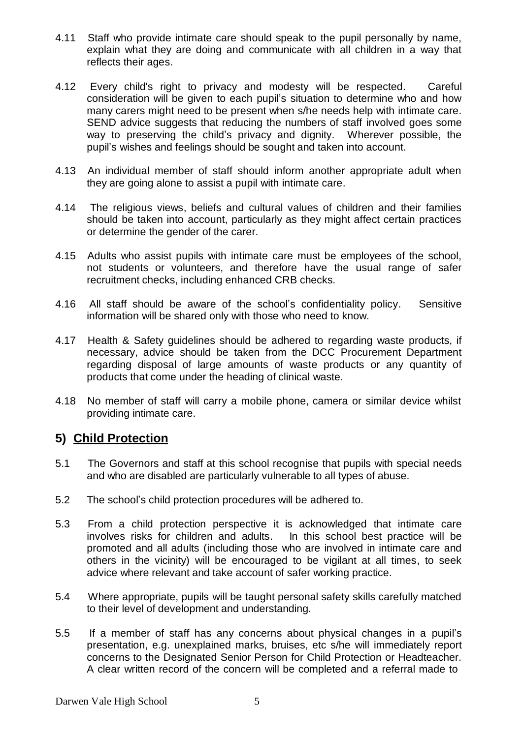4.11 Staff who provide intimate care should speak to the pupil personally by name, explain what they are doing and communicate with all children in a way that reflects their ages.

4.12 Every child's right to privacy and modesty will be respected. Careful consideration will be given to each pupil's situation to determine who and how many carers might need to be present when s/he needs help with intimate care. SEND advice suggests that reducing the numbers of staff involved goes some way to preserving the child's privacy and dignity. Wherever possible, the pupil's wishes and feelings should be sought and taken into account.

4.13 An individual member of staff should inform another appropriate adult when they are going alone to assist a pupil with intimate care.

4.14 The religious views, beliefs and cultural values of children and their families should be taken into account, particularly as they might affect certain practices or determine the gender of the carer.

4.15 Adults who assist pupils with intimate care must be employees of the school, not students or volunteers, and therefore have the usual range of safer recruitment checks, including enhanced CRB checks.

4.16 All staff should be aware of the school's confidentiality policy. Sensitive information will be shared only with those who need to know.

4.17 Health & Safety guidelines should be adhered to regarding waste products, if necessary, advice should be taken from the DCC Procurement Department regarding disposal of large amounts of waste products or any quantity of products that come under the heading of clinical waste.

4.18 No member of staff will carry a mobile phone, camera or similar device whilst providing intimate care.

## 5) Child Protection

5.1 The Governors and staff at this school recognise that pupils with special needs and who are disabled are particularly vulnerable to all types of abuse.

5.2 The school's child protection procedures will be adhered to.

5.3 From a child protection perspective it is acknowledged that intimate care involves risks for children and adults. In this school best practice will be promoted and all adults (including those who are involved in intimate care and others in the vicinity) will be encouraged to be vigilant at all times, to seek advice where relevant and take account of safer working practice.

5.4 Where appropriate, pupils will be taught personal safety skills carefully matched to their level of development and understanding.

5.5 If a member of staff has any concerns about physical changes in a pupil's presentation, e.g. unexplained marks, bruises, etc s/he will immediately report concerns to the Designated Senior Person for Child Protection or Headteacher. A clear written record of the concern will be completed and a referral made to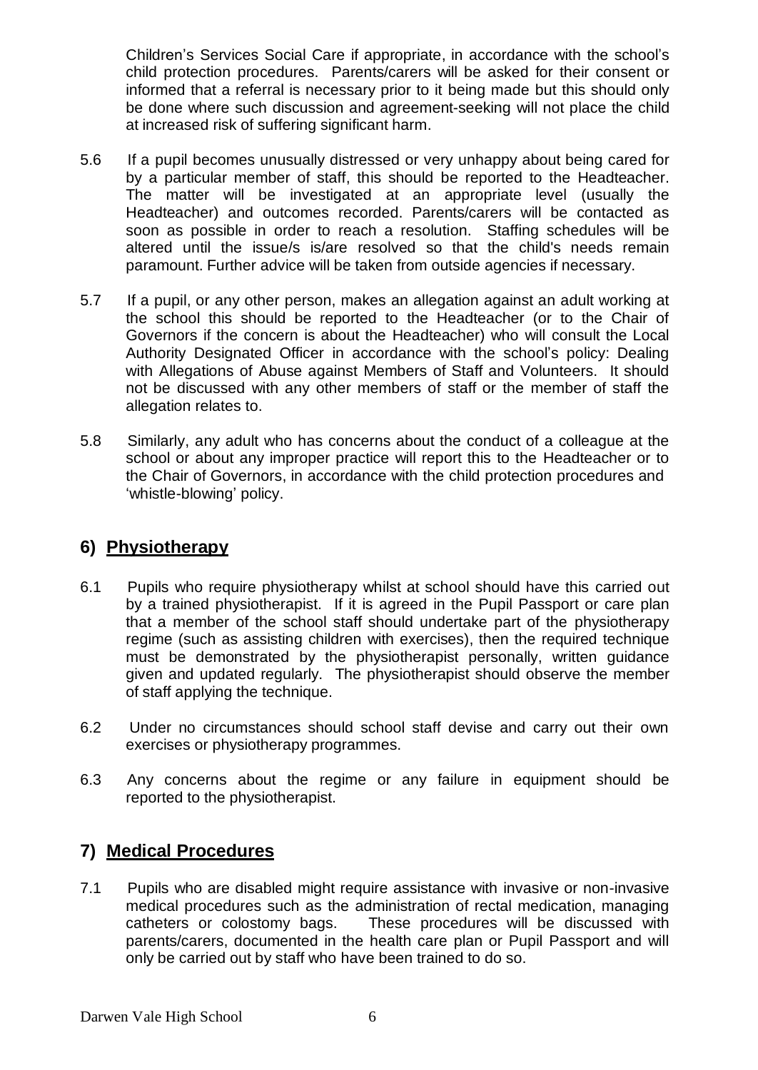Children's Services Social Care if appropriate, in accordance with the school's child protection procedures. Parents/carers will be asked for their consent or informed that a referral is necessary prior to it being made but this should only be done where such discussion and agreement-seeking will not place the child at increased risk of suffering significant harm.

5.6 If a pupil becomes unusually distressed or very unhappy about being cared for by a particular member of staff, this should be reported to the Headteacher. The matter will be investigated at an appropriate level (usually the Headteacher) and outcomes recorded. Parents/carers will be contacted as soon as possible in order to reach a resolution. Staffing schedules will be altered until the issue/s is/are resolved so that the child's needs remain paramount. Further advice will be taken from outside agencies if necessary.

5.7 If a pupil, or any other person, makes an allegation against an adult working at the school this should be reported to the Headteacher (or to the Chair of Governors if the concern is about the Headteacher) who will consult the Local Authority Designated Officer in accordance with the school's policy: Dealing with Allegations of Abuse against Members of Staff and Volunteers. It should not be discussed with any other members of staff or the member of staff the allegation relates to.

5.8 Similarly, any adult who has concerns about the conduct of a colleague at the school or about any improper practice will report this to the Headteacher or to the Chair of Governors, in accordance with the child protection procedures and 'whistle-blowing' policy.

## 6) Physiotherapy

6.1 Pupils who require physiotherapy whilst at school should have this carried out by a trained physiotherapist. If it is agreed in the Pupil Passport or care plan that a member of the school staff should undertake part of the physiotherapy regime (such as assisting children with exercises), then the required technique must be demonstrated by the physiotherapist personally, written guidance given and updated regularly. The physiotherapist should observe the member of staff applying the technique.

6.2 Under no circumstances should school staff devise and carry out their own exercises or physiotherapy programmes.

6.3 Any concerns about the regime or any failure in equipment should be reported to the physiotherapist.

## 7) Medical Procedures

7.1 Pupils who are disabled might require assistance with invasive or non-invasive medical procedures such as the administration of rectal medication, managing catheters or colostomy bags. These procedures will be discussed with parents/carers, documented in the health care plan or Pupil Passport and will only be carried out by staff who have been trained to do so.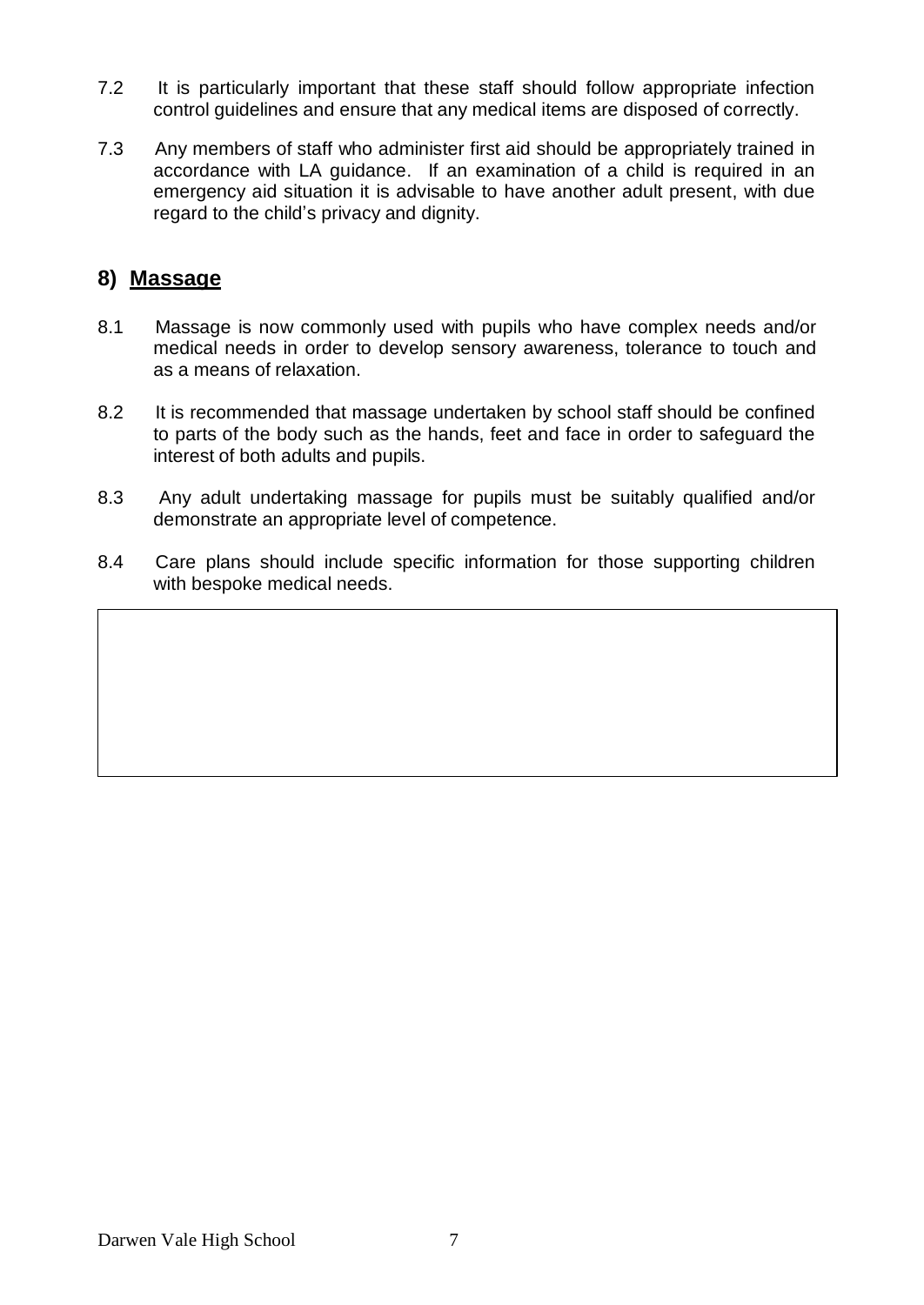7.2 It is particularly important that these staff should follow appropriate infection control guidelines and ensure that any medical items are disposed of correctly.

7.3 Any members of staff who administer first aid should be appropriately trained in accordance with LA guidance. If an examination of a child is required in an emergency aid situation it is advisable to have another adult present, with due regard to the child's privacy and dignity.

## 8) Massage

8.1 Massage is now commonly used with pupils who have complex needs and/or medical needs in order to develop sensory awareness, tolerance to touch and as a means of relaxation.

8.2 It is recommended that massage undertaken by school staff should be confined to parts of the body such as the hands, feet and face in order to safeguard the interest of both adults and pupils.

8.3 Any adult undertaking massage for pupils must be suitably qualified and/or demonstrate an appropriate level of competence.

8.4 Care plans should include specific information for those supporting children with bespoke medical needs.